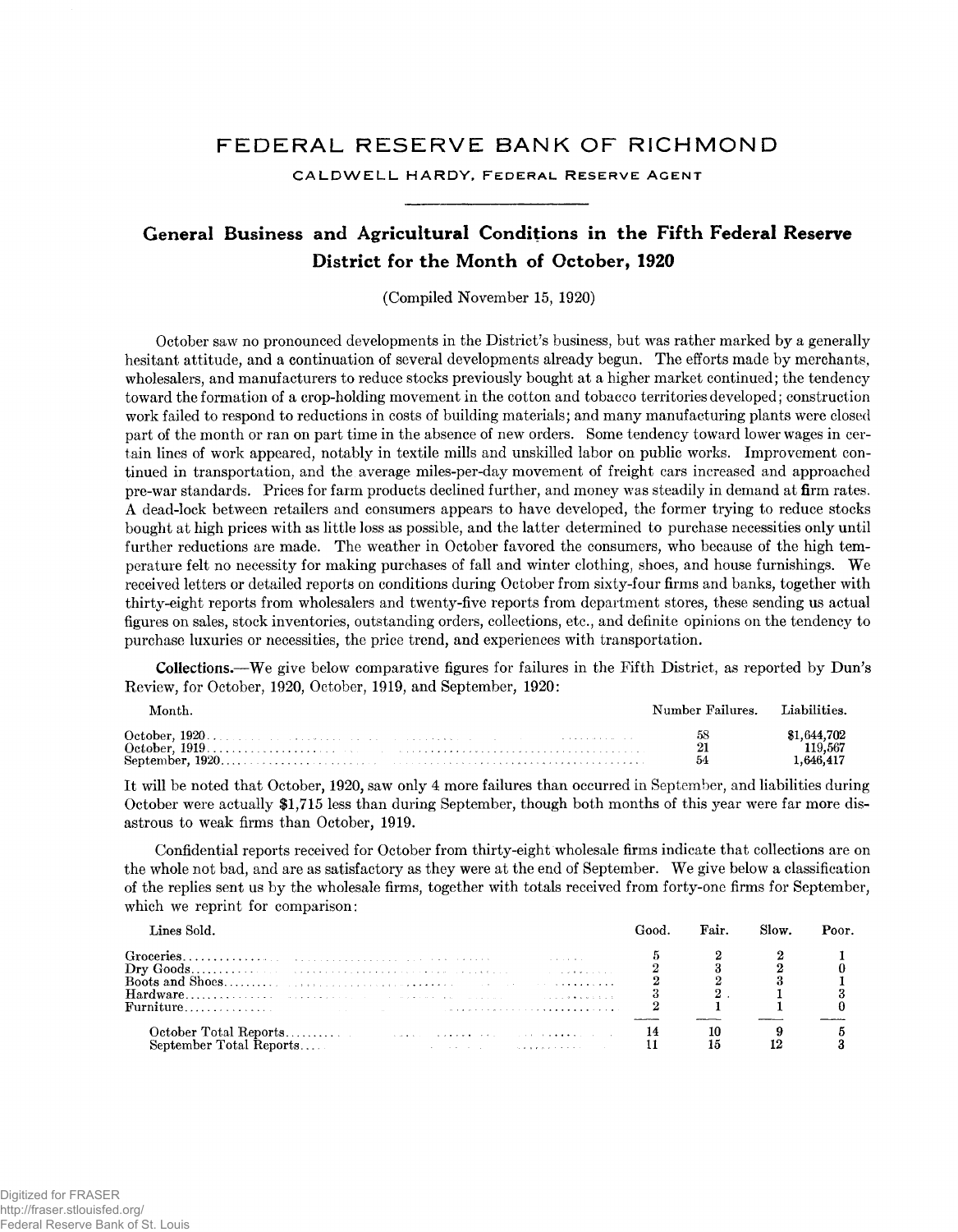# FEDERAL RESERVE BANK OF RICHMOND

CALDWELL HARDY, FEDERAL RESERVE AGENT

## General Business and Agricultural Conditions in the Fifth Federal Reserve District for the Month of October, 1920

(Compiled November 15, 1920)

October saw no pronounced developments in the District's business, but was rather marked by a generally hesitant attitude, and a continuation of several developments already begun. The efforts made by merchants, wholesalers, and manufacturers to reduce stocks previously bought at a higher market continued; the tendency toward the formation of a crop-holding movement in the cotton and tobacco territories developed; construction work failed to respond to reductions in costs of building materials; and many manufacturing plants were closed part of the month or ran on part time in the absence of new orders. Some tendency toward lower wages in certain lines of work appeared, notably in textile mills and unskilled labor on public works. Improvement continued in transportation, and the average miles-per-day movement of freight cars increased and approached pre-war standards. Prices for farm products declined further, and money was steadily in demand at firm rates. A dead-lock between retailers and consumers appears to have developed, the former trying to reduce stocks bought at high prices with as little loss as possible, and the latter determined to purchase necessities only until further reductions are made. The weather in October favored the consumers, who because of the high temperature felt no necessity for making purchases of fall and winter clothing, shoes, and house furnishings. We received letters or detailed reports on conditions during October from sixty-four firms and banks, together with thirty-eight reports from wholesalers and twenty-five reports from department stores, these sending us actual figures on sales, stock inventories, outstanding orders, collections, etc., and definite opinions on the tendency to purchase luxuries or necessities, the price trend, and experiences with transportation.

**Collections.**—We give below comparative figures for failures in the Fifth District, as reported by Dun's Review, for October, 1920, October, 1919, and September, 1920:

| Month. | Number Failures. | Liabilities. |
|---|---|---|
| October, 1920 | 58 | $1,644,702 |
| October, 1919 | 21 | 119,567 |
| September, 1920 | 54 | 1,646,417 |

It will be noted that October, 1920, saw only 4 more failures than occurred in September, and liabilities during October were actually $1,715 less than during September, though both months of this year were far more disastrous to weak firms than October, 1919.

Confidential reports received for October from thirty-eight wholesale firms indicate that collections are on the whole not bad, and are as satisfactory as they were at the end of September. We give below a classification of the replies sent us by the wholesale firms, together with totals received from forty-one firms for September, which we reprint for comparison:

| Lines Sold. | Good. | Fair. | Slow. | Poor. |
|---|---|---|---|---|
| Groceries | 5 | 2 | 2 | 1 |
| Dry Goods | 2 | 3 | 2 | 0 |
| Boots and Shoes | 2 | 2 | 3 | 1 |
| Hardware | 3 | 2 | 1 | 3 |
| Furniture | 2 | 1 | 1 | 0 |
| October Total Reports | 14 | 10 | 9 | 5 |
| September Total Reports | 11 | 15 | 12 | 3 |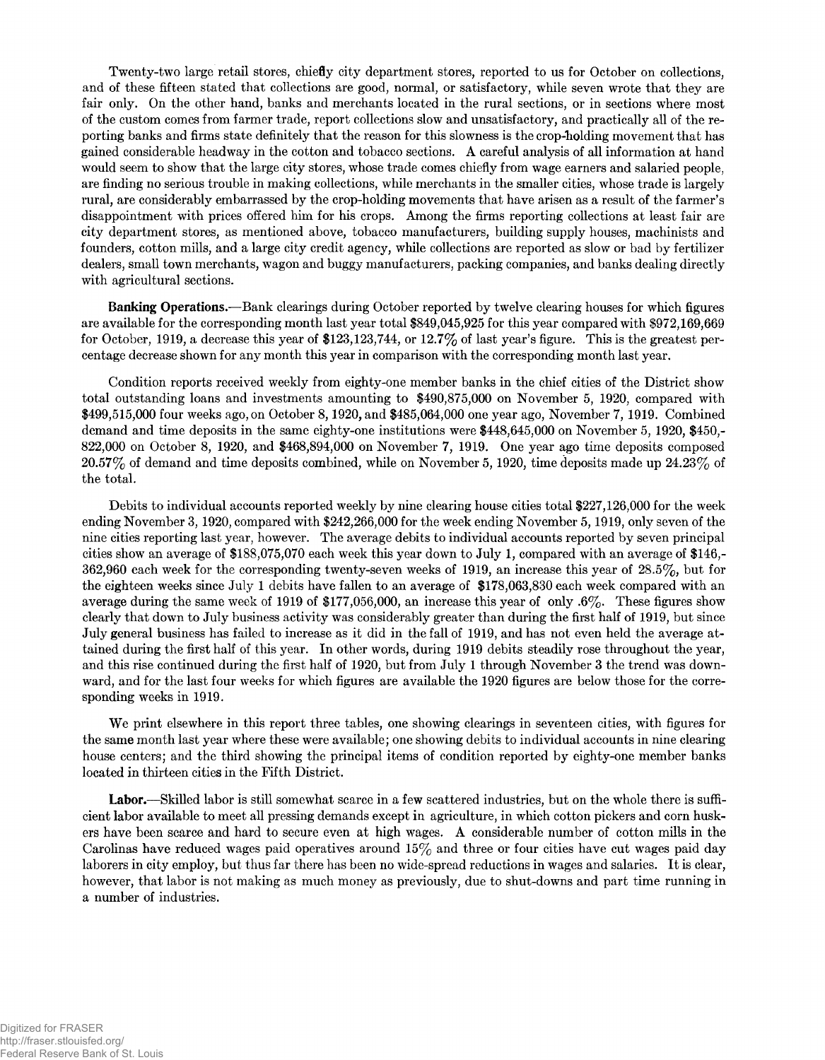Twenty-two large retail stores, chiefly city department stores, reported to us for October on collections, and of these fifteen stated that collections are good, normal, or satisfactory, while seven wrote that they are fair only. On the other hand, banks and merchants located in the rural sections, or in sections where most of the custom comes from farmer trade, report collections slow and unsatisfactory, and practically all of the reporting banks and firms state definitely that the reason for this slowness is the crop-holding movement that has gained considerable headway in the cotton and tobacco sections. A careful analysis of all information at hand would seem to show that the large city stores, whose trade comes chiefly from wage earners and salaried people, are finding no serious trouble in making collections, while merchants in the smaller cities, whose trade is largely rural, are considerably embarrassed by the crop-holding movements that have arisen as a result of the farmer's disappointment with prices offered him for his crops. Among the firms reporting collections at least fair are city department stores, as mentioned above, tobacco manufacturers, building supply houses, machinists and founders, cotton mills, and a large city credit agency, while collections are reported as slow or bad by fertilizer dealers, small town merchants, wagon and buggy manufacturers, packing companies, and banks dealing directly with agricultural sections.

**Banking Operations.**—Bank clearings during October reported by twelve clearing houses for which figures are available for the corresponding month last year total $849,045,925 for this year compared with $972,169,669 for October, 1919, a decrease this year of $123,123,744, or 12.7% of last year's figure. This is the greatest percentage decrease shown for any month this year in comparison with the corresponding month last year.

Condition reports received weekly from eighty-one member banks in the chief cities of the District show total outstanding loans and investments amounting to $490,875,000 on November 5, 1920, compared with $499,515,000 four weeks ago, on October 8, 1920, and $485,064,000 one year ago, November 7, 1919. Combined demand and time deposits in the same eighty-one institutions were $448,645,000 on November 5, 1920, $450,822,000 on October 8, 1920, and $468,894,000 on November 7, 1919. One year ago time deposits composed 20.57% of demand and time deposits combined, while on November 5, 1920, time deposits made up 24.23% of the total.

Debits to individual accounts reported weekly by nine clearing house cities total $227,126,000 for the week ending November 3, 1920, compared with $242,266,000 for the week ending November 5, 1919, only seven of the nine cities reporting last year, however. The average debits to individual accounts reported by seven principal cities show an average of $188,075,070 each week this year down to July 1, compared with an average of $146,362,960 each week for the corresponding twenty-seven weeks of 1919, an increase this year of 28.5%, but for the eighteen weeks since July 1 debits have fallen to an average of $178,063,830 each week compared with an average during the same week of 1919 of $177,056,000, an increase this year of only .6%. These figures show clearly that down to July business activity was considerably greater than during the first half of 1919, but since July general business has failed to increase as it did in the fall of 1919, and has not even held the average attained during the first half of this year. In other words, during 1919 debits steadily rose throughout the year, and this rise continued during the first half of 1920, but from July 1 through November 3 the trend was downward, and for the last four weeks for which figures are available the 1920 figures are below those for the corresponding weeks in 1919.

We print elsewhere in this report three tables, one showing clearings in seventeen cities, with figures for the same month last year where these were available; one showing debits to individual accounts in nine clearing house centers; and the third showing the principal items of condition reported by eighty-one member banks located in thirteen cities in the Fifth District.

**Labor.**—Skilled labor is still somewhat scarce in a few scattered industries, but on the whole there is sufficient labor available to meet all pressing demands except in agriculture, in which cotton pickers and corn huskers have been scarce and hard to secure even at high wages. A considerable number of cotton mills in the Carolinas have reduced wages paid operatives around 15% and three or four cities have cut wages paid day laborers in city employ, but thus far there has been no wide-spread reductions in wages and salaries. It is clear, however, that labor is not making as much money as previously, due to shut-downs and part time running in a number of industries.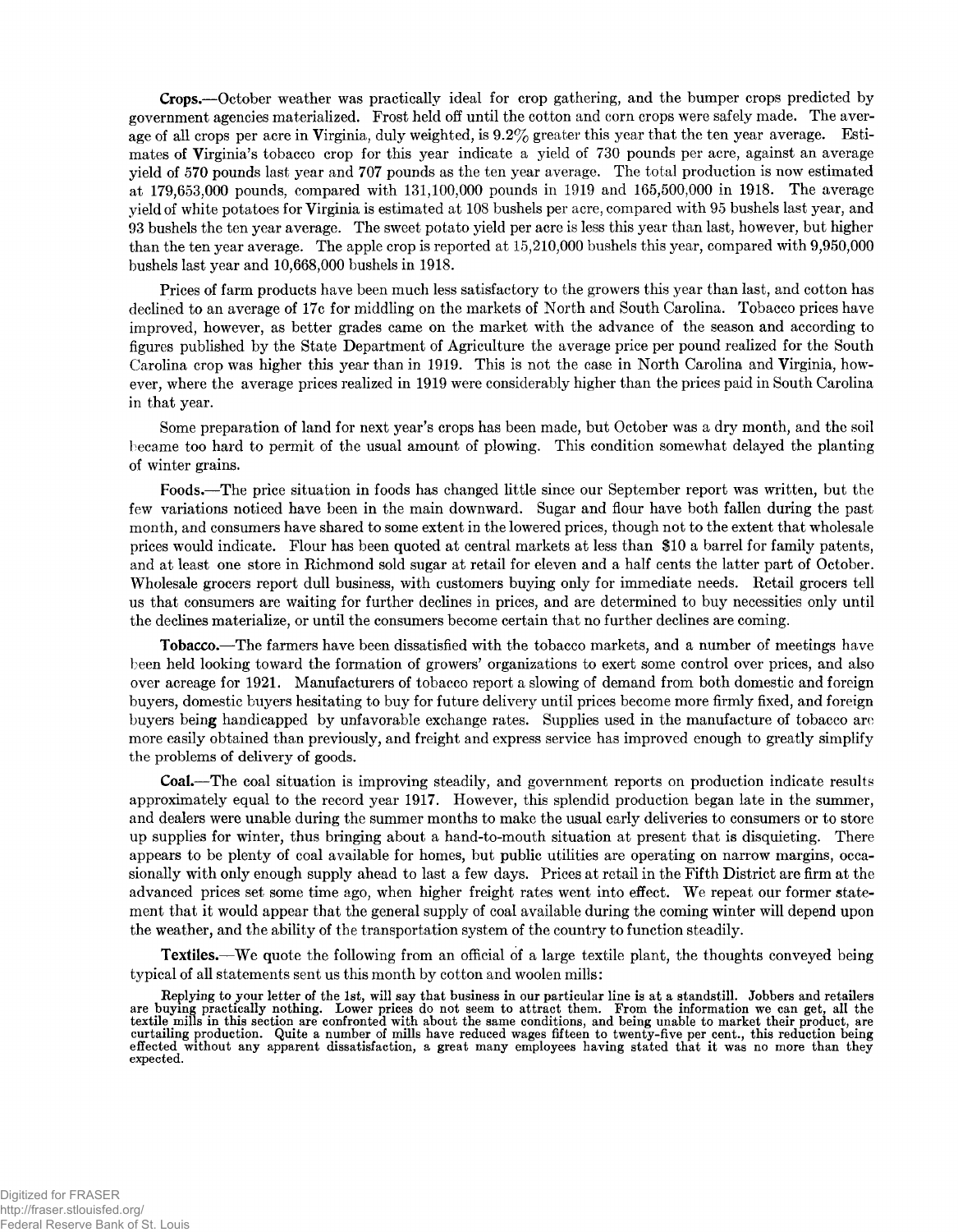**Crops.**—October weather was practically ideal for crop gathering, and the bumper crops predicted by government agencies materialized. Frost held off until the cotton and corn crops were safely made. The average of all crops per acre in Virginia, duly weighted, is 9.2% greater this year that the ten year average. Estimates of Virginia's tobacco crop for this year indicate a yield of 730 pounds per acre, against an average yield of 570 pounds last year and 707 pounds as the ten year average. The total production is now estimated at 179,653,000 pounds, compared with 131,100,000 pounds in 1919 and 165,500,000 in 1918. The average yield of white potatoes for Virginia is estimated at 108 bushels per acre, compared with 95 bushels last year, and 93 bushels the ten year average. The sweet potato yield per acre is less this year than last, however, but higher than the ten year average. The apple crop is reported at 15,210,000 bushels this year, compared with 9,950,000 bushels last year and 10,668,000 bushels in 1918.

Prices of farm products have been much less satisfactory to the growers this year than last, and cotton has declined to an average of 17c for middling on the markets of North and South Carolina. Tobacco prices have improved, however, as better grades came on the market with the advance of the season and according to figures published by the State Department of Agriculture the average price per pound realized for the South Carolina crop was higher this year than in 1919. This is not the case in North Carolina and Virginia, however, where the average prices realized in 1919 were considerably higher than the prices paid in South Carolina in that year.

Some preparation of land for next year's crops has been made, but October was a dry month, and the soil became too hard to permit of the usual amount of plowing. This condition somewhat delayed the planting of winter grains.

**Foods.**—The price situation in foods has changed little since our September report was written, but the few variations noticed have been in the main downward. Sugar and flour have both fallen during the past month, and consumers have shared to some extent in the lowered prices, though not to the extent that wholesale prices would indicate. Flour has been quoted at central markets at less than $10 a barrel for family patents, and at least one store in Richmond sold sugar at retail for eleven and a half cents the latter part of October. Wholesale grocers report dull business, with customers buying only for immediate needs. Retail grocers tell us that consumers are waiting for further declines in prices, and are determined to buy necessities only until the declines materialize, or until the consumers become certain that no further declines are coming.

**Tobacco.**—The farmers have been dissatisfied with the tobacco markets, and a number of meetings have been held looking toward the formation of growers' organizations to exert some control over prices, and also over acreage for 1921. Manufacturers of tobacco report a slowing of demand from both domestic and foreign buyers, domestic buyers hesitating to buy for future delivery until prices become more firmly fixed, and foreign buyers being handicapped by unfavorable exchange rates. Supplies used in the manufacture of tobacco are more easily obtained than previously, and freight and express service has improved enough to greatly simplify the problems of delivery of goods.

**Coal.**—The coal situation is improving steadily, and government reports on production indicate results approximately equal to the record year 1917. However, this splendid production began late in the summer, and dealers were unable during the summer months to make the usual early deliveries to consumers or to store up supplies for winter, thus bringing about a hand-to-mouth situation at present that is disquieting. There appears to be plenty of coal available for homes, but public utilities are operating on narrow margins, occasionally with only enough supply ahead to last a few days. Prices at retail in the Fifth District are firm at the advanced prices set some time ago, when higher freight rates went into effect. We repeat our former statement that it would appear that the general supply of coal available during the coming winter will depend upon the weather, and the ability of the transportation system of the country to function steadily.

**Textiles.**—We quote the following from an official of a large textile plant, the thoughts conveyed being typical of all statements sent us this month by cotton and woolen mills:

> Replying to your letter of the 1st, will say that business in our particular line is at a standstill. Jobbers and retailers are buying practically nothing. Lower prices do not seem to attract them. From the information we can get, all the textile mills in this section are confronted with about the same conditions, and being unable to market their product, are curtailing production. Quite a number of mills have reduced wages fifteen to twenty-five per cent., this reduction being effected without any apparent dissatisfaction, a great many employees having stated that it was no more than they expected.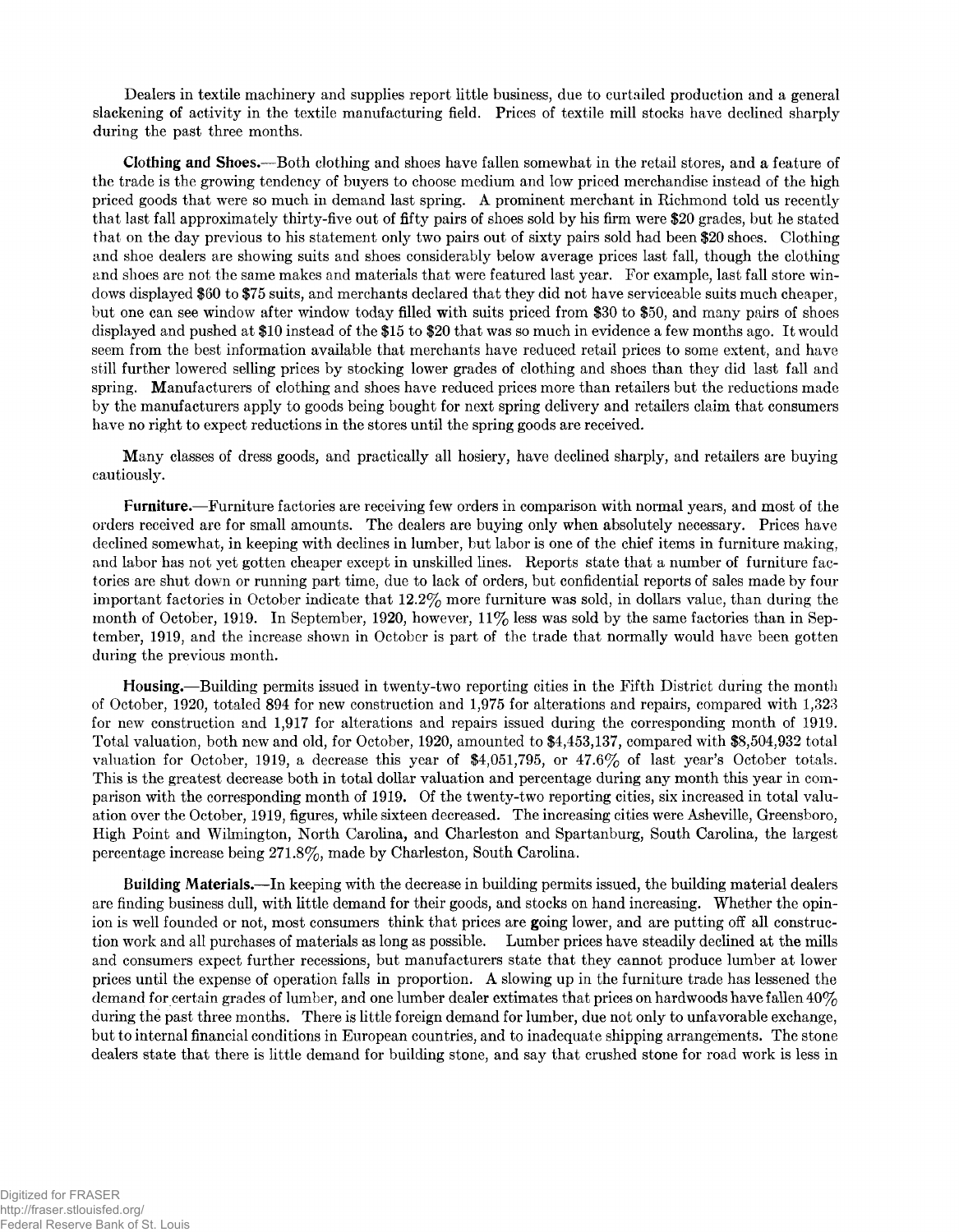Dealers in textile machinery and supplies report little business, due to curtailed production and a general slackening of activity in the textile manufacturing field. Prices of textile mill stocks have declined sharply during the past three months.

**Clothing and Shoes.**—Both clothing and shoes have fallen somewhat in the retail stores, and a feature of the trade is the growing tendency of buyers to choose medium and low priced merchandise instead of the high priced goods that were so much in demand last spring. A prominent merchant in Richmond told us recently that last fall approximately thirty-five out of fifty pairs of shoes sold by his firm were $20 grades, but he stated that on the day previous to his statement only two pairs out of sixty pairs sold had been $20 shoes. Clothing and shoe dealers are showing suits and shoes considerably below average prices last fall, though the clothing and shoes are not the same makes and materials that were featured last year. For example, last fall store windows displayed $60 to $75 suits, and merchants declared that they did not have serviceable suits much cheaper, but one can see window after window today filled with suits priced from $30 to $50, and many pairs of shoes displayed and pushed at $10 instead of the $15 to $20 that was so much in evidence a few months ago. It would seem from the best information available that merchants have reduced retail prices to some extent, and have still further lowered selling prices by stocking lower grades of clothing and shoes than they did last fall and spring. Manufacturers of clothing and shoes have reduced prices more than retailers but the reductions made by the manufacturers apply to goods being bought for next spring delivery and retailers claim that consumers have no right to expect reductions in the stores until the spring goods are received.

Many classes of dress goods, and practically all hosiery, have declined sharply, and retailers are buying cautiously.

**Furniture.**—Furniture factories are receiving few orders in comparison with normal years, and most of the orders received are for small amounts. The dealers are buying only when absolutely necessary. Prices have declined somewhat, in keeping with declines in lumber, but labor is one of the chief items in furniture making, and labor has not yet gotten cheaper except in unskilled lines. Reports state that a number of furniture factories are shut down or running part time, due to lack of orders, but confidential reports of sales made by four important factories in October indicate that 12.2% more furniture was sold, in dollars value, than during the month of October, 1919. In September, 1920, however, 11% less was sold by the same factories than in September, 1919, and the increase shown in October is part of the trade that normally would have been gotten during the previous month.

**Housing.**—Building permits issued in twenty-two reporting cities in the Fifth District during the month of October, 1920, totaled 894 for new construction and 1,975 for alterations and repairs, compared with 1,323 for new construction and 1,917 for alterations and repairs issued during the corresponding month of 1919. Total valuation, both new and old, for October, 1920, amounted to $4,453,137, compared with $8,504,932 total valuation for October, 1919, a decrease this year of $4,051,795, or 47.6% of last year's October totals. This is the greatest decrease both in total dollar valuation and percentage during any month this year in comparison with the corresponding month of 1919. Of the twenty-two reporting cities, six increased in total valuation over the October, 1919, figures, while sixteen decreased. The increasing cities were Asheville, Greensboro, High Point and Wilmington, North Carolina, and Charleston and Spartanburg, South Carolina, the largest percentage increase being 271.8%, made by Charleston, South Carolina.

**Building Materials.**—In keeping with the decrease in building permits issued, the building material dealers are finding business dull, with little demand for their goods, and stocks on hand increasing. Whether the opinion is well founded or not, most consumers think that prices are going lower, and are putting off all construction work and all purchases of materials as long as possible. Lumber prices have steadily declined at the mills and consumers expect further recessions, but manufacturers state that they cannot produce lumber at lower prices until the expense of operation falls in proportion. A slowing up in the furniture trade has lessened the demand for certain grades of lumber, and one lumber dealer extimates that prices on hardwoods have fallen 40% during the past three months. There is little foreign demand for lumber, due not only to unfavorable exchange, but to internal financial conditions in European countries, and to inadequate shipping arrangements. The stone dealers state that there is little demand for building stone, and say that crushed stone for road work is less in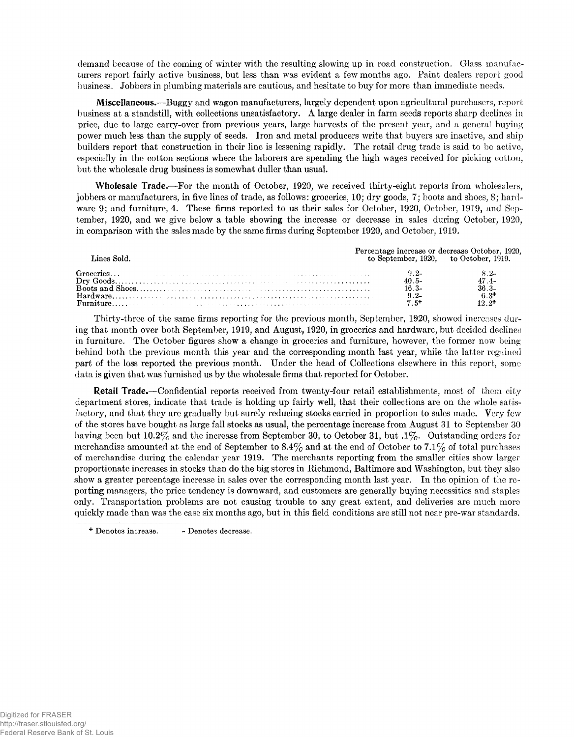demand because of the coming of winter with the resulting slowing up in road construction. Glass manufacturers report fairly active business, but less than was evident a few months ago. Paint dealers report good business. Jobbers in plumbing materials are cautious, and hesitate to buy for more than immediate needs.

**Miscellaneous.**—Buggy and wagon manufacturers, largely dependent upon agricultural purchasers, report business at a standstill, with collections unsatisfactory. A large dealer in farm seeds reports sharp declines in price, due to large carry-over from previous years, large harvests of the present year, and a general buying power much less than the supply of seeds. Iron and metal producers write that buyers are inactive, and ship builders report that construction in their line is lessening rapidly. The retail drug trade is said to be active, especially in the cotton sections where the laborers are spending the high wages received for picking cotton, but the wholesale drug business is somewhat duller than usual.

**Wholesale Trade.**—For the month of October, 1920, we received thirty-eight reports from wholesalers, jobbers or manufacturers, in five lines of trade, as follows: groceries, 10; dry goods, 7; boots and shoes, 8; hardware 9; and furniture, 4. These firms reported to us their sales for October, 1920, October, 1919, and September, 1920, and we give below a table showing the increase or decrease in sales during October, 1920, in comparison with the sales made by the same firms during September 1920, and October, 1919.

| Lines Sold. | Percentage increase or decrease October, 1920, to September, 1920, | to October, 1919. |
|---|---|---|
| Groceries | 9.2- | 8.2- |
| Dry Goods | 40.5- | 47.4- |
| Boots and Shoes | 16.3- | 36.3- |
| Hardware | 9.2- | 6.3+ |
| Furniture | 7.5+ | 12.2+ |

Thirty-three of the same firms reporting for the previous month, September, 1920, showed increases during that month over both September, 1919, and August, 1920, in groceries and hardware, but decided declines in furniture. The October figures show a change in groceries and furniture, however, the former now being behind both the previous month this year and the corresponding month last year, while the latter regained part of the loss reported the previous month. Under the head of Collections elsewhere in this report, some data is given that was furnished us by the wholesale firms that reported for October.

**Retail Trade.**—Confidential reports received from twenty-four retail establishments, most of them city department stores, indicate that trade is holding up fairly well, that their collections are on the whole satisfactory, and that they are gradually but surely reducing stocks carried in proportion to sales made. Very few of the stores have bought as large fall stocks as usual, the percentage increase from August 31 to September 30 having been but 10.2% and the increase from September 30, to October 31, but .1%. Outstanding orders for merchandise amounted at the end of September to 8.4% and at the end of October to 7.1% of total purchases of merchandise during the calendar year 1919. The merchants reporting from the smaller cities show larger proportionate increases in stocks than do the big stores in Richmond, Baltimore and Washington, but they also show a greater percentage increase in sales over the corresponding month last year. In the opinion of the reporting managers, the price tendency is downward, and customers are generally buying necessities and staples only. Transportation problems are not causing trouble to any great extent, and deliveries are much more quickly made than was the case six months ago, but in this field conditions are still not near pre-war standards.

+ Denotes increase. - Denotes decrease.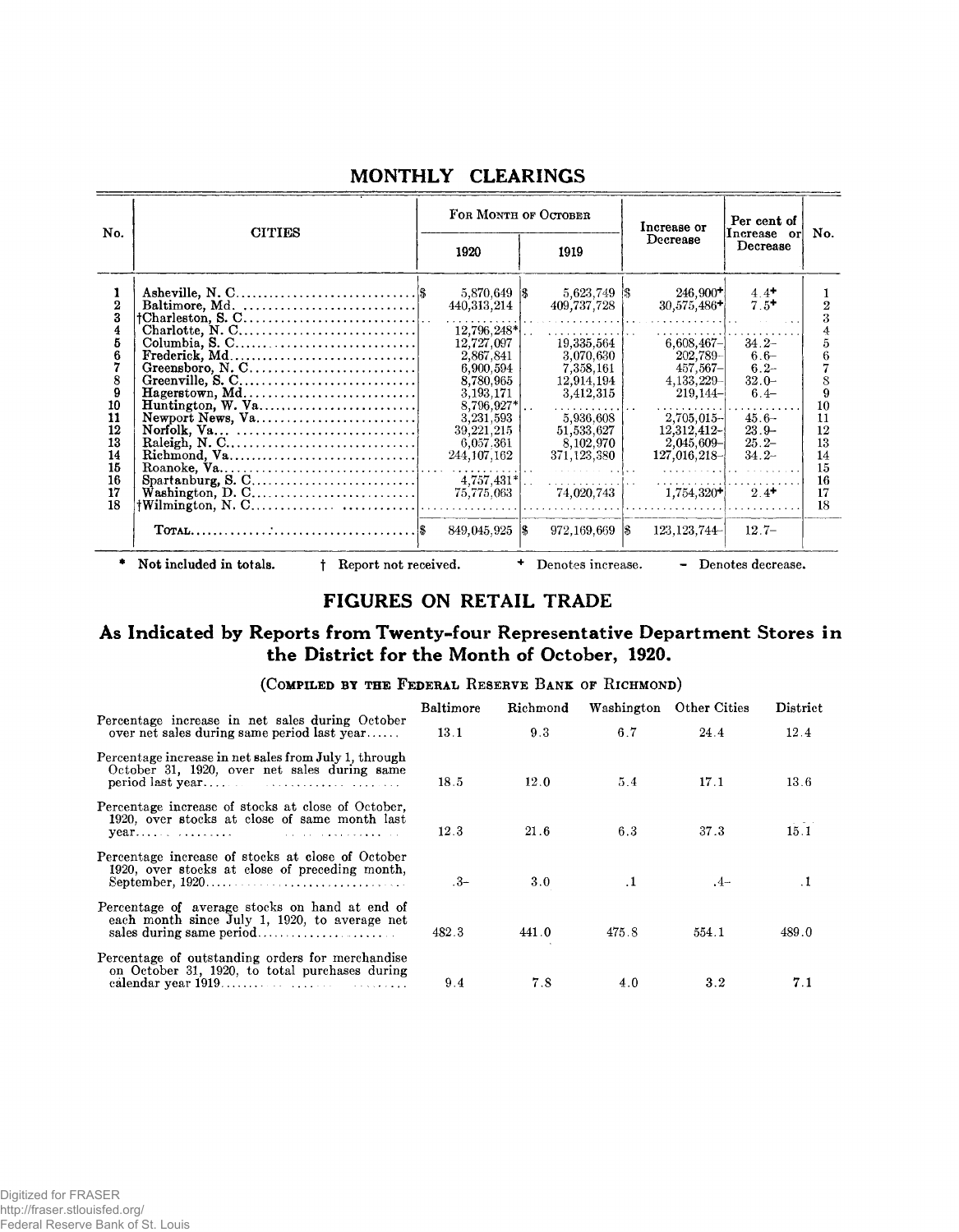## MONTHLY CLEARINGS

| No. | CITIES | For Month of October | | Increase or Decrease | Per cent of Increase or Decrease | No. |
|---|---|---|---|---|---|---|
| | | 1920 | 1919 | | | |
| 1 | Asheville, N. C. | $ 5,870,649 | $ 5,623,749 | $ 246,900+ | 4.4+ | 1 |
| 2 | Baltimore, Md. | 440,313,214 | 409,737,728 | 30,575,486+ | 7.5+ | 2 |
| 3 | †Charleston, S. C. | | | | | 3 |
| 4 | Charlotte, N. C. | 12,796,248* | | | | 4 |
| 5 | Columbia, S. C. | 12,727,097 | 19,335,564 | 6,608,467– | 34.2– | 5 |
| 6 | Frederick, Md. | 2,867,841 | 3,070,630 | 202,789– | 6.6– | 6 |
| 7 | Greensboro, N. C. | 6,900,594 | 7,358,161 | 457,567– | 6.2– | 7 |
| 8 | Greenville, S. C. | 8,780,965 | 12,914,194 | 4,133,229– | 32.0– | 8 |
| 9 | Hagerstown, Md. | 3,193,171 | 3,412,315 | 219,144– | 6.4– | 9 |
| 10 | Huntington, W. Va. | 8,796,927* | | | | 10 |
| 11 | Newport News, Va. | 3,231,593 | 5,936,608 | 2,705,015– | 45.6– | 11 |
| 12 | Norfolk, Va. | 39,221,215 | 51,533,627 | 12,312,412– | 23.9– | 12 |
| 13 | Raleigh, N. C. | 6,057,361 | 8,102,970 | 2,045,609– | 25.2– | 13 |
| 14 | Richmond, Va. | 244,107,162 | 371,123,380 | 127,016,218– | 34.2– | 14 |
| 15 | Roanoke, Va. | | | | | 15 |
| 16 | Spartanburg, S. C. | 4,757,431* | | | | 16 |
| 17 | Washington, D. C. | 75,775,063 | 74,020,743 | 1,754,320+ | 2.4+ | 17 |
| 18 | †Wilmington, N. C. | | | | | 18 |
| | TOTAL | $ 849,045,925 | $ 972,169,669 | $ 123,123,744– | 12.7– | |

\* Not included in totals. † Report not received. + Denotes increase. – Denotes decrease.

## FIGURES ON RETAIL TRADE

### As Indicated by Reports from Twenty-four Representative Department Stores in the District for the Month of October, 1920.

(Compiled by the Federal Reserve Bank of Richmond)

| | Baltimore | Richmond | Washington | Other Cities | District |
|---|---|---|---|---|---|
| Percentage increase in net sales during October over net sales during same period last year | 13.1 | 9.3 | 6.7 | 24.4 | 12.4 |
| Percentage increase in net sales from July 1, through October 31, 1920, over net sales during same period last year | 18.5 | 12.0 | 5.4 | 17.1 | 13.6 |
| Percentage increase of stocks at close of October, 1920, over stocks at close of same month last year | 12.3 | 21.6 | 6.3 | 37.3 | 15.1 |
| Percentage increase of stocks at close of October 1920, over stocks at close of preceding month, September, 1920 | .3– | 3.0 | .1 | .4– | .1 |
| Percentage of average stocks on hand at end of each month since July 1, 1920, to average net sales during same period | 482.3 | 441.0 | 475.8 | 554.1 | 489.0 |
| Percentage of outstanding orders for merchandise on October 31, 1920, to total purchases during calendar year 1919 | 9.4 | 7.8 | 4.0 | 3.2 | 7.1 |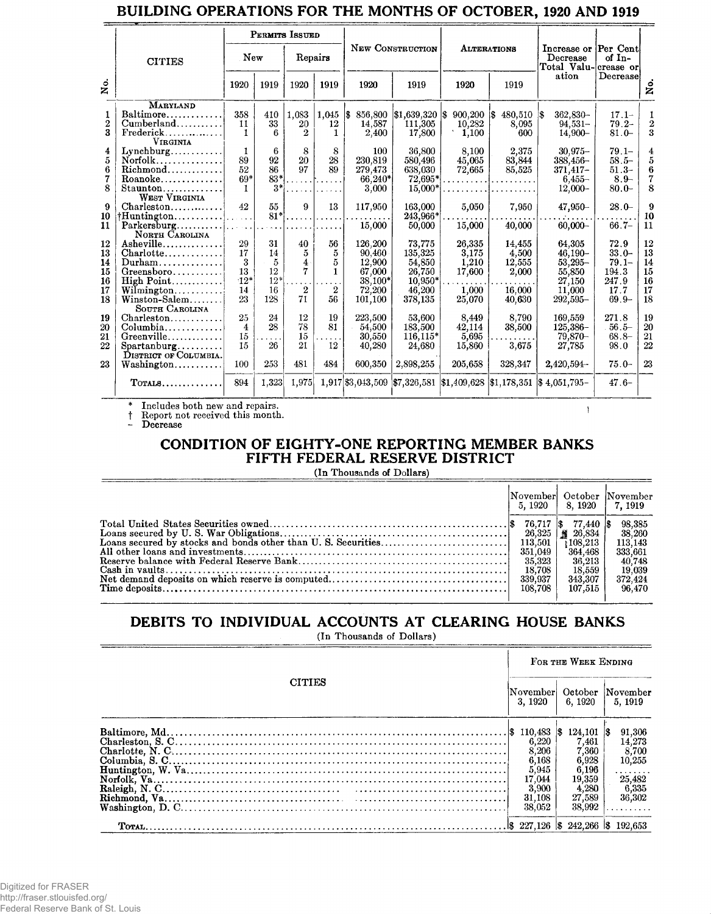## BUILDING OPERATIONS FOR THE MONTHS OF OCTOBER, 1920 AND 1919

| No. | CITIES | Permits Issued | | | | New Construction | | Alterations | | Increase or Decrease Total Valuation | Per Cent of Increase or Decrease | No. |
|---|---|---|---|---|---|---|---|---|---|---|---|---|
| | | New | | Repairs | | | | | | | | |
| | | 1920 | 1919 | 1920 | 1919 | 1920 | 1919 | 1920 | 1919 | | | |
| | **MARYLAND** | | | | | | | | | | | |
| 1 | Baltimore | 358 | 410 | 1,083 | 1,045 | $ 856,800 | $1,639,320 | $ 900,200 | $ 480,510 | $ 362,830– | 17.1– | 1 |
| 2 | Cumberland | 11 | 33 | 20 | 12 | 14,587 | 111,305 | 10,282 | 8,095 | 94,531– | 79.2– | 2 |
| 3 | Frederick | 1 | 6 | 2 | 1 | 2,400 | 17,800 | 1,100 | 600 | 14,900– | 81.0– | 3 |
| | **VIRGINIA** | | | | | | | | | | | |
| 4 | Lynchburg | 1 | 6 | 8 | 8 | 100 | 36,800 | 8,100 | 2,375 | 30,975– | 79.1– | 4 |
| 5 | Norfolk | 89 | 92 | 20 | 28 | 230,819 | 580,496 | 45,065 | 83,844 | 388,456– | 58.5– | 5 |
| 6 | Richmond | 52 | 86 | 97 | 89 | 279,473 | 638,030 | 72,665 | 85,525 | 371,417– | 51.3– | 6 |
| 7 | Roanoke | 69* | 83* | ...... | ...... | 66,240* | 72,695* | .......... | .......... | 6,455– | 8.9– | 7 |
| 8 | Staunton | 1 | 3* | ...... | ...... | 3,000 | 15,000* | .......... | .......... | 12,000– | 80.0– | 8 |
| | **WEST VIRGINIA** | | | | | | | | | | | |
| 9 | Charleston | 42 | 55 | 9 | 13 | 117,950 | 163,000 | 5,050 | 7,950 | 47,950– | 28.0– | 9 |
| 10 | †Huntington | ...... | 81* | ...... | ...... | .......... | 243,966* | .......... | .......... | .......... | .......... | 10 |
| 11 | Parkersburg | ...... | ...... | ...... | ...... | 15,000 | 50,000 | 15,000 | 40,000 | 60,000– | 66.7– | 11 |
| | **NORTH CAROLINA** | | | | | | | | | | | |
| 12 | Asheville | 29 | 31 | 40 | 56 | 126,200 | 73,775 | 26,335 | 14,455 | 64,305 | 72.9 | 12 |
| 13 | Charlotte | 17 | 14 | 5 | 5 | 90,460 | 135,325 | 3,175 | 4,500 | 46,190– | 33.0– | 13 |
| 14 | Durham | 3 | 5 | 4 | 5 | 12,900 | 54,850 | 1,210 | 12,555 | 53,295– | 79.1– | 14 |
| 15 | Greensboro | 13 | 12 | 7 | 1 | 67,000 | 26,750 | 17,600 | 2,000 | 55,850 | 194.3 | 15 |
| 16 | High Point | 12* | 12* | ...... | ...... | 38,100* | 10,950* | .......... | .......... | 27,150 | 247.9 | 16 |
| 17 | Wilmington | 14 | 16 | 2 | 2 | 72,200 | 46,200 | 1,000 | 16,000 | 11,000 | 17.7 | 17 |
| 18 | Winston-Salem | 23 | 128 | 71 | 56 | 101,100 | 378,135 | 25,070 | 40,630 | 292,595– | 69.9– | 18 |
| | **SOUTH CAROLINA** | | | | | | | | | | | |
| 19 | Charleston | 25 | 24 | 12 | 19 | 223,500 | 53,600 | 8,449 | 8,790 | 169,559 | 271.8 | 19 |
| 20 | Columbia | 4 | 28 | 78 | 81 | 54,500 | 183,500 | 42,114 | 38,500 | 125,386– | 56.5– | 20 |
| 21 | Greenville | 15 | ...... | 15 | ...... | 30,550 | 116,115* | 5,695 | .......... | 79,870– | 68.8– | 21 |
| 22 | Spartanburg | 15 | 26 | 21 | 12 | 40,280 | 24,680 | 15,860 | 3,675 | 27,785 | 98.0 | 22 |
| | **DISTRICT OF COLUMBIA** | | | | | | | | | | | |
| 23 | Washington | 100 | 253 | 481 | 484 | 600,350 | 2,898,255 | 205,658 | 328,347 | 2,420,594– | 75.0– | 23 |
| | **TOTALS** | 894 | 1,323 | 1,975 | 1,917 | $3,043,509 | $7,326,581 | $1,409,628 | $1,178,351 | $ 4,051,795– | 47.6– | |

\* Includes both new and repairs.
† Report not received this month.
– Decrease

## CONDITION OF EIGHTY-ONE REPORTING MEMBER BANKS FIFTH FEDERAL RESERVE DISTRICT

(In Thousands of Dollars)

| | November 5, 1920 | October 8, 1920 | November 7, 1919 |
|---|---|---|---|
| Total United States Securities owned | $ 76,717 | $ 77,440 | $ 98,385 |
| Loans secured by U. S. War Obligations | 26,325 | 26,834 | 38,260 |
| Loans secured by stocks and bonds other than U. S. Securities | 113,501 | 108,213 | 113,143 |
| All other loans and investments | 351,049 | 364,468 | 333,661 |
| Reserve balance with Federal Reserve Bank | 35,323 | 36,213 | 40,748 |
| Cash in vaults | 18,708 | 18,559 | 19,039 |
| Net demand deposits on which reserve is computed | 339,937 | 343,307 | 372,424 |
| Time deposits | 108,708 | 107,515 | 96,470 |

## DEBITS TO INDIVIDUAL ACCOUNTS AT CLEARING HOUSE BANKS

(In Thousands of Dollars)

| CITIES | For the Week Ending | | |
|---|---|---|---|
| | November 3, 1920 | October 6, 1920 | November 5, 1919 |
| Baltimore, Md. | $ 110,483 | $ 124,101 | $ 91,306 |
| Charleston, S. C. | 6,220 | 7,461 | 14,273 |
| Charlotte, N. C. | 8,206 | 7,360 | 8,700 |
| Columbia, S. C. | 6,168 | 6,928 | 10,255 |
| Huntington, W. Va. | 5,945 | 6,196 | ........ |
| Norfolk, Va. | 17,044 | 19,359 | 25,482 |
| Raleigh, N. C. | 3,900 | 4,280 | 6,335 |
| Richmond, Va. | 31,108 | 27,589 | 36,302 |
| Washington, D. C. | 38,052 | 38,992 | ........ |
| **TOTAL** | $ 227,126 | $ 242,266 | $ 192,653 |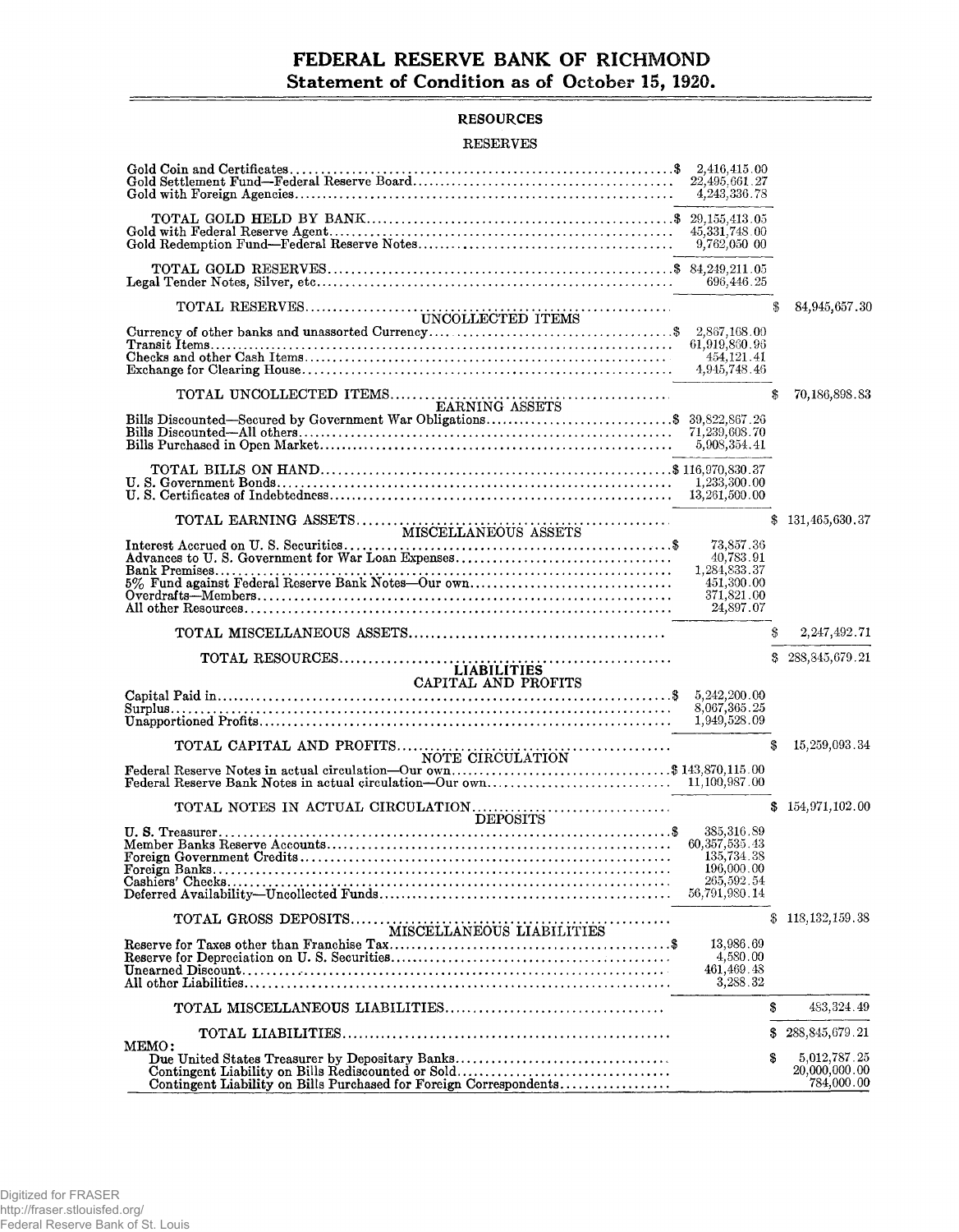# FEDERAL RESERVE BANK OF RICHMOND

## Statement of Condition as of October 15, 1920.

### RESOURCES

#### RESERVES

| | | |
|---|---|---|
| Gold Coin and Certificates | $ 2,416,415.00 | |
| Gold Settlement Fund—Federal Reserve Board | 22,495,661.27 | |
| Gold with Foreign Agencies | 4,243,336.78 | |
| TOTAL GOLD HELD BY BANK | $ 29,155,413.05 | |
| Gold with Federal Reserve Agent | 45,331,748.00 | |
| Gold Redemption Fund—Federal Reserve Notes | 9,762,050.00 | |
| TOTAL GOLD RESERVES | $ 84,249,211.05 | |
| Legal Tender Notes, Silver, etc | 696,446.25 | |
| TOTAL RESERVES | | $ 84,945,657.30 |
| **UNCOLLECTED ITEMS** | | |
| Currency of other banks and unassorted Currency | $ 2,867,168.00 | |
| Transit Items | 61,919,860.96 | |
| Checks and other Cash Items | 454,121.41 | |
| Exchange for Clearing House | 4,945,748.46 | |
| TOTAL UNCOLLECTED ITEMS | | $ 70,186,898.83 |
| **EARNING ASSETS** | | |
| Bills Discounted—Secured by Government War Obligations | $ 39,822,867.26 | |
| Bills Discounted—All others | 71,239,608.70 | |
| Bills Purchased in Open Market | 5,908,354.41 | |
| TOTAL BILLS ON HAND | $ 116,970,830.37 | |
| U. S. Government Bonds | 1,233,300.00 | |
| U. S. Certificates of Indebtedness | 13,261,500.00 | |
| TOTAL EARNING ASSETS | | $ 131,465,630.37 |
| **MISCELLANEOUS ASSETS** | | |
| Interest Accrued on U. S. Securities | $ 73,857.36 | |
| Advances to U. S. Government for War Loan Expenses | 40,783.91 | |
| Bank Premises | 1,284,833.37 | |
| 5% Fund against Federal Reserve Bank Notes—Our own | 451,300.00 | |
| Overdrafts—Members | 371,821.00 | |
| All other Resources | 24,897.07 | |
| TOTAL MISCELLANEOUS ASSETS | | $ 2,247,492.71 |
| TOTAL RESOURCES | | $ 288,845,679.21 |

### LIABILITIES

#### CAPITAL AND PROFITS

| | | |
|---|---|---|
| Capital Paid in | $ 5,242,200.00 | |
| Surplus | 8,067,365.25 | |
| Unapportioned Profits | 1,949,528.09 | |
| TOTAL CAPITAL AND PROFITS | | $ 15,259,093.34 |
| **NOTE CIRCULATION** | | |
| Federal Reserve Notes in actual circulation—Our own | $ 143,870,115.00 | |
| Federal Reserve Bank Notes in actual circulation—Our own | 11,100,987.00 | |
| TOTAL NOTES IN ACTUAL CIRCULATION | | $ 154,971,102.00 |
| **DEPOSITS** | | |
| U. S. Treasurer | $ 385,316.89 | |
| Member Banks Reserve Accounts | 60,357,535.43 | |
| Foreign Government Credits | 135,734.38 | |
| Foreign Banks | 196,000.00 | |
| Cashiers' Checks | 265,592.54 | |
| Deferred Availability—Uncollected Funds | 56,791,980.14 | |
| TOTAL GROSS DEPOSITS | | $ 118,132,159.38 |
| **MISCELLANEOUS LIABILITIES** | | |
| Reserve for Taxes other than Franchise Tax | $ 13,986.69 | |
| Reserve for Depreciation on U. S. Securities | 4,580.00 | |
| Unearned Discount | 461,469.48 | |
| All other Liabilities | 3,288.32 | |
| TOTAL MISCELLANEOUS LIABILITIES | | $ 483,324.49 |
| TOTAL LIABILITIES | | $ 288,845,679.21 |
| MEMO: | | |
| Due United States Treasurer by Depositary Banks | | $ 5,012,787.25 |
| Contingent Liability on Bills Rediscounted or Sold | | 20,000,000.00 |
| Contingent Liability on Bills Purchased for Foreign Correspondents | | 784,000.00 |